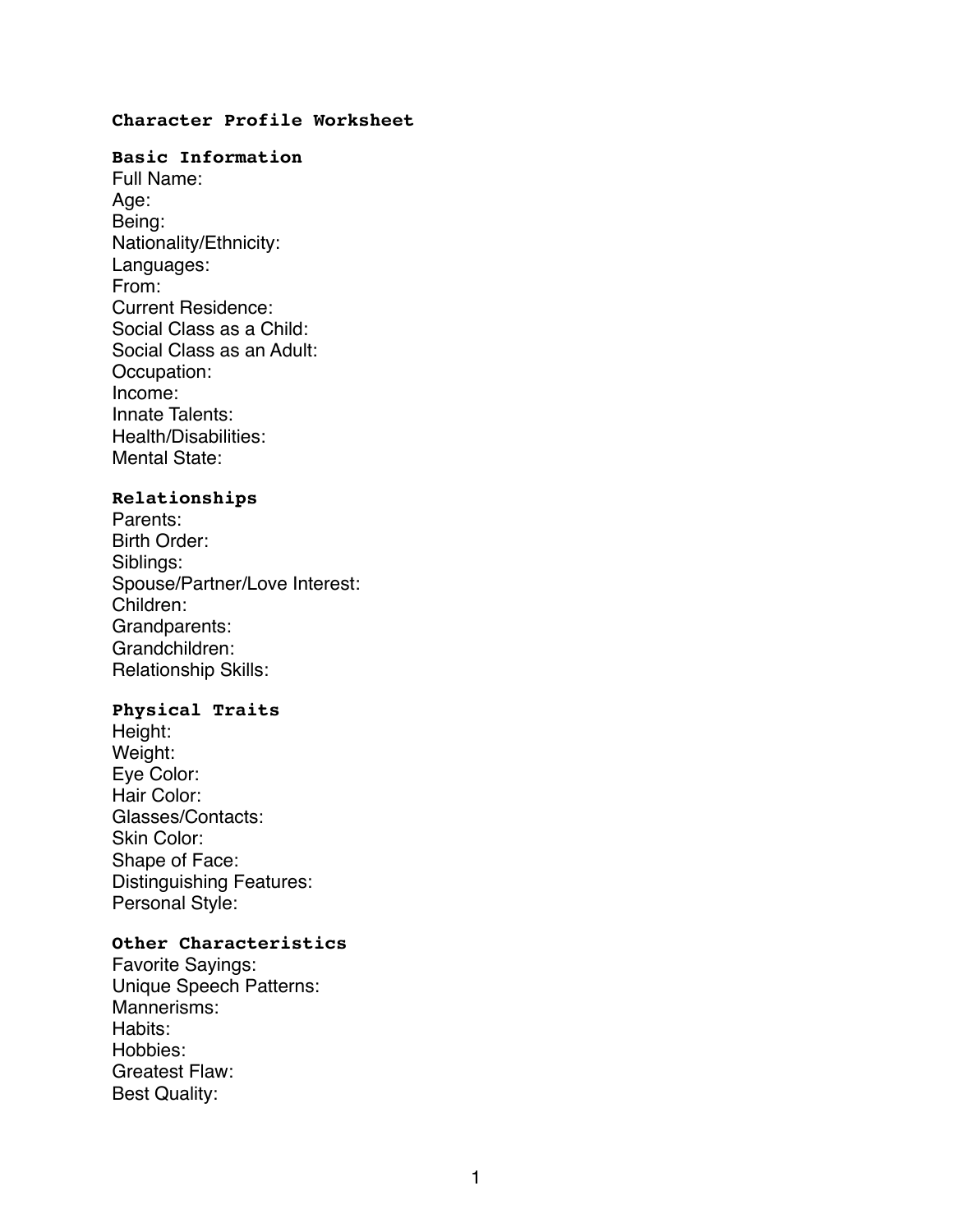# Character Profile Worksheet

## Basic Information

Full Name:
Age:
Being:
Nationality/Ethnicity:
Languages:
From:
Current Residence:
Social Class as a Child:
Social Class as an Adult:
Occupation:
Income:
Innate Talents:
Health/Disabilities:
Mental State:

## Relationships

Parents:
Birth Order:
Siblings:
Spouse/Partner/Love Interest:
Children:
Grandparents:
Grandchildren:
Relationship Skills:

## Physical Traits

Height:
Weight:
Eye Color:
Hair Color:
Glasses/Contacts:
Skin Color:
Shape of Face:
Distinguishing Features:
Personal Style:

## Other Characteristics

Favorite Sayings:
Unique Speech Patterns:
Mannerisms:
Habits:
Hobbies:
Greatest Flaw:
Best Quality: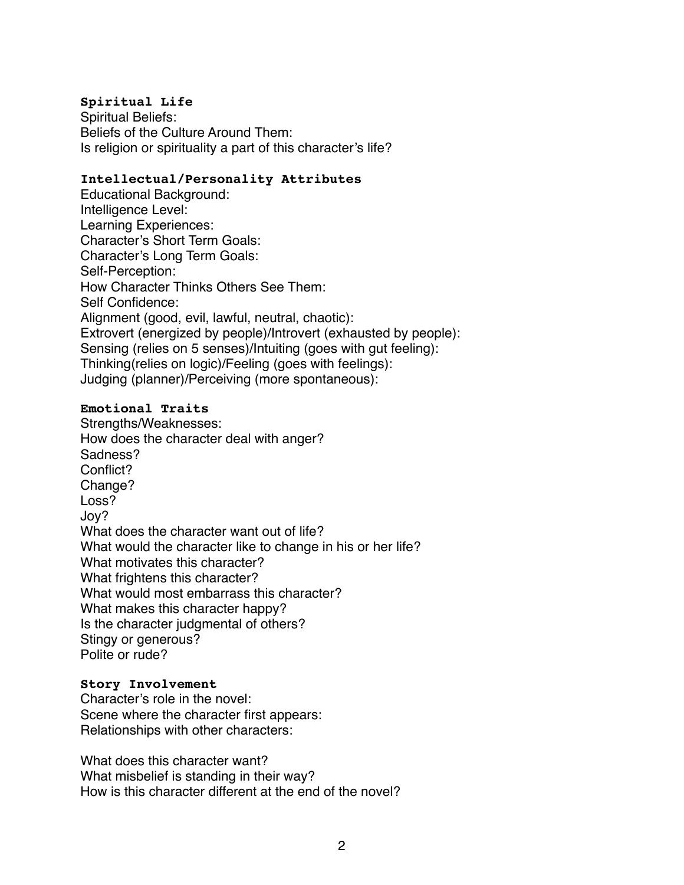**Spiritual Life**

Spiritual Beliefs:
Beliefs of the Culture Around Them:
Is religion or spirituality a part of this character's life?

**Intellectual/Personality Attributes**

Educational Background:
Intelligence Level:
Learning Experiences:
Character's Short Term Goals:
Character's Long Term Goals:
Self-Perception:
How Character Thinks Others See Them:
Self Confidence:
Alignment (good, evil, lawful, neutral, chaotic):
Extrovert (energized by people)/Introvert (exhausted by people):
Sensing (relies on 5 senses)/Intuiting (goes with gut feeling):
Thinking(relies on logic)/Feeling (goes with feelings):
Judging (planner)/Perceiving (more spontaneous):

**Emotional Traits**

Strengths/Weaknesses:
How does the character deal with anger?
Sadness?
Conflict?
Change?
Loss?
Joy?
What does the character want out of life?
What would the character like to change in his or her life?
What motivates this character?
What frightens this character?
What would most embarrass this character?
What makes this character happy?
Is the character judgmental of others?
Stingy or generous?
Polite or rude?

**Story Involvement**

Character's role in the novel:
Scene where the character first appears:
Relationships with other characters:

What does this character want?
What misbelief is standing in their way?
How is this character different at the end of the novel?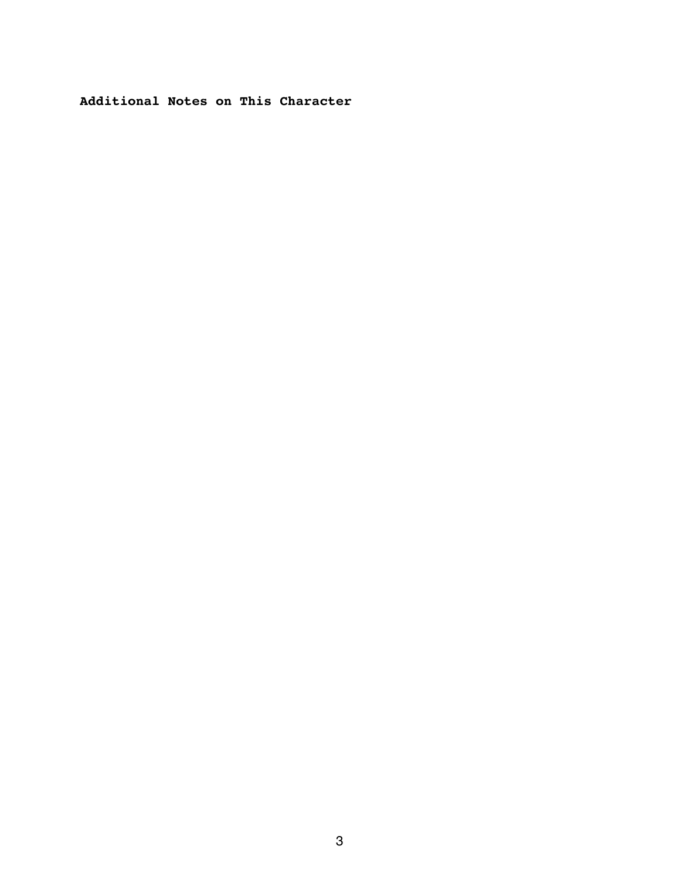**Additional Notes on This Character**